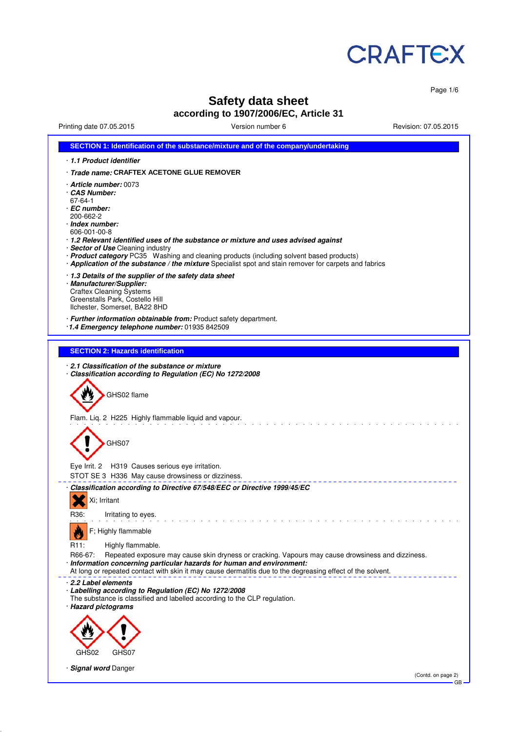# Safety data sheet

## according to 1907/2006/EC, Article 31

Printing date 07.05.2015 | Version number 6 | Revision: 07.05.2015

## SECTION 1: Identification of the substance/mixture and of the company/undertaking

· ***1.1 Product identifier***

· ***Trade name:*** **CRAFTEX ACETONE GLUE REMOVER**

· ***Article number:*** 0073
· ***CAS Number:***
67-64-1
· ***EC number:***
200-662-2
· ***Index number:***
606-001-00-8
· ***1.2 Relevant identified uses of the substance or mixture and uses advised against***
· ***Sector of Use*** Cleaning industry
· ***Product category*** PC35 Washing and cleaning products (including solvent based products)
· ***Application of the substance / the mixture*** Specialist spot and stain remover for carpets and fabrics

· ***1.3 Details of the supplier of the safety data sheet***
· ***Manufacturer/Supplier:***
Craftex Cleaning Systems
Greenstalls Park, Costello Hill
Ilchester, Somerset, BA22 8HD

· ***Further information obtainable from:*** Product safety department.
· ***1.4 Emergency telephone number:*** 01935 842509

## SECTION 2: Hazards identification

· ***2.1 Classification of the substance or mixture***
· ***Classification according to Regulation (EC) No 1272/2008***

GHS02 flame

Flam. Liq. 2 H225 Highly flammable liquid and vapour.

GHS07

Eye Irrit. 2 H319 Causes serious eye irritation.
STOT SE 3 H336 May cause drowsiness or dizziness.

· ***Classification according to Directive 67/548/EEC or Directive 1999/45/EC***

Xi; Irritant

R36: Irritating to eyes.

F; Highly flammable

R11: Highly flammable.
R66-67: Repeated exposure may cause skin dryness or cracking. Vapours may cause drowsiness and dizziness.
· ***Information concerning particular hazards for human and environment:***
At long or repeated contact with skin it may cause dermatitis due to the degreasing effect of the solvent.

· ***2.2 Label elements***
· ***Labelling according to Regulation (EC) No 1272/2008***
The substance is classified and labelled according to the CLP regulation.
· ***Hazard pictograms***

GHS02 GHS07

· ***Signal word*** Danger

(Contd. on page 2)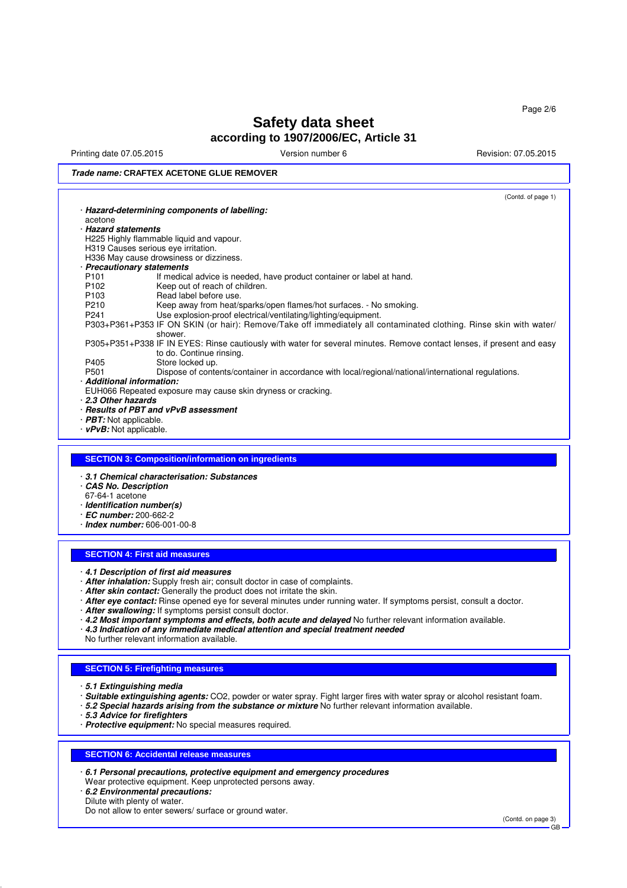# Safety data sheet
## according to 1907/2006/EC, Article 31

Printing date 07.05.2015 | Version number 6 | Revision: 07.05.2015

***Trade name:* CRAFTEX ACETONE GLUE REMOVER**

(Contd. of page 1)

· ***Hazard-determining components of labelling:***
acetone

· ***Hazard statements***
H225 Highly flammable liquid and vapour.
H319 Causes serious eye irritation.
H336 May cause drowsiness or dizziness.

· ***Precautionary statements***

| | |
|---|---|
| P101 | If medical advice is needed, have product container or label at hand. |
| P102 | Keep out of reach of children. |
| P103 | Read label before use. |
| P210 | Keep away from heat/sparks/open flames/hot surfaces. - No smoking. |
| P241 | Use explosion-proof electrical/ventilating/lighting/equipment. |
| P303+P361+P353 | IF ON SKIN (or hair): Remove/Take off immediately all contaminated clothing. Rinse skin with water/shower. |
| P305+P351+P338 | IF IN EYES: Rinse cautiously with water for several minutes. Remove contact lenses, if present and easy to do. Continue rinsing. |
| P405 | Store locked up. |
| P501 | Dispose of contents/container in accordance with local/regional/national/international regulations. |

· ***Additional information:***
EUH066 Repeated exposure may cause skin dryness or cracking.

· ***2.3 Other hazards***

· ***Results of PBT and vPvB assessment***

· ***PBT:*** Not applicable.

· ***vPvB:*** Not applicable.

## SECTION 3: Composition/information on ingredients

· ***3.1 Chemical characterisation: Substances***

· ***CAS No. Description***
67-64-1 acetone

· ***Identification number(s)***

· ***EC number:*** 200-662-2

· ***Index number:*** 606-001-00-8

## SECTION 4: First aid measures

· ***4.1 Description of first aid measures***

· ***After inhalation:*** Supply fresh air; consult doctor in case of complaints.

· ***After skin contact:*** Generally the product does not irritate the skin.

· ***After eye contact:*** Rinse opened eye for several minutes under running water. If symptoms persist, consult a doctor.

· ***After swallowing:*** If symptoms persist consult doctor.

· ***4.2 Most important symptoms and effects, both acute and delayed*** No further relevant information available.

· ***4.3 Indication of any immediate medical attention and special treatment needed***
No further relevant information available.

## SECTION 5: Firefighting measures

· ***5.1 Extinguishing media***

· ***Suitable extinguishing agents:*** $CO_2$, powder or water spray. Fight larger fires with water spray or alcohol resistant foam.

· ***5.2 Special hazards arising from the substance or mixture*** No further relevant information available.

· ***5.3 Advice for firefighters***

· ***Protective equipment:*** No special measures required.

## SECTION 6: Accidental release measures

· ***6.1 Personal precautions, protective equipment and emergency procedures***
Wear protective equipment. Keep unprotected persons away.

· ***6.2 Environmental precautions:***
Dilute with plenty of water.
Do not allow to enter sewers/ surface or ground water.

(Contd. on page 3)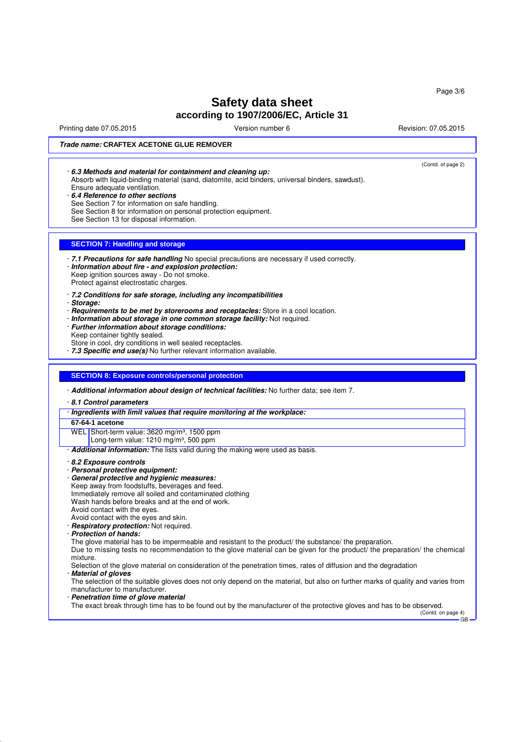**Trade name:** CRAFTEX ACETONE GLUE REMOVER

(Contd. of page 2)

· ***6.3 Methods and material for containment and cleaning up:***
Absorb with liquid-binding material (sand, diatomite, acid binders, universal binders, sawdust).
Ensure adequate ventilation.

· ***6.4 Reference to other sections***
See Section 7 for information on safe handling.
See Section 8 for information on personal protection equipment.
See Section 13 for disposal information.

## SECTION 7: Handling and storage

· ***7.1 Precautions for safe handling*** No special precautions are necessary if used correctly.
· ***Information about fire - and explosion protection:***
Keep ignition sources away - Do not smoke.
Protect against electrostatic charges.

· ***7.2 Conditions for safe storage, including any incompatibilities***
· ***Storage:***
· ***Requirements to be met by storerooms and receptacles:*** Store in a cool location.
· ***Information about storage in one common storage facility:*** Not required.
· ***Further information about storage conditions:***
Keep container tightly sealed.
Store in cool, dry conditions in well sealed receptacles.
· ***7.3 Specific end use(s)*** No further relevant information available.

## SECTION 8: Exposure controls/personal protection

· ***Additional information about design of technical facilities:*** No further data; see item 7.

· ***8.1 Control parameters***

| · ***Ingredients with limit values that require monitoring at the workplace:*** | |
|---|---|
| **67-64-1 acetone** | |
| WEL | Short-term value: 3620 mg/m³, 1500 ppm<br>Long-term value: 1210 mg/m³, 500 ppm |

· ***Additional information:*** The lists valid during the making were used as basis.

· ***8.2 Exposure controls***
· ***Personal protective equipment:***
· ***General protective and hygienic measures:***
Keep away from foodstuffs, beverages and feed.
Immediately remove all soiled and contaminated clothing
Wash hands before breaks and at the end of work.
Avoid contact with the eyes.
Avoid contact with the eyes and skin.
· ***Respiratory protection:*** Not required.
· ***Protection of hands:***
The glove material has to be impermeable and resistant to the product/ the substance/ the preparation.
Due to missing tests no recommendation to the glove material can be given for the product/ the preparation/ the chemical mixture.
Selection of the glove material on consideration of the penetration times, rates of diffusion and the degradation
· ***Material of gloves***
The selection of the suitable gloves does not only depend on the material, but also on further marks of quality and varies from manufacturer to manufacturer.
· ***Penetration time of glove material***
The exact break through time has to be found out by the manufacturer of the protective gloves and has to be observed.

(Contd. on page 4)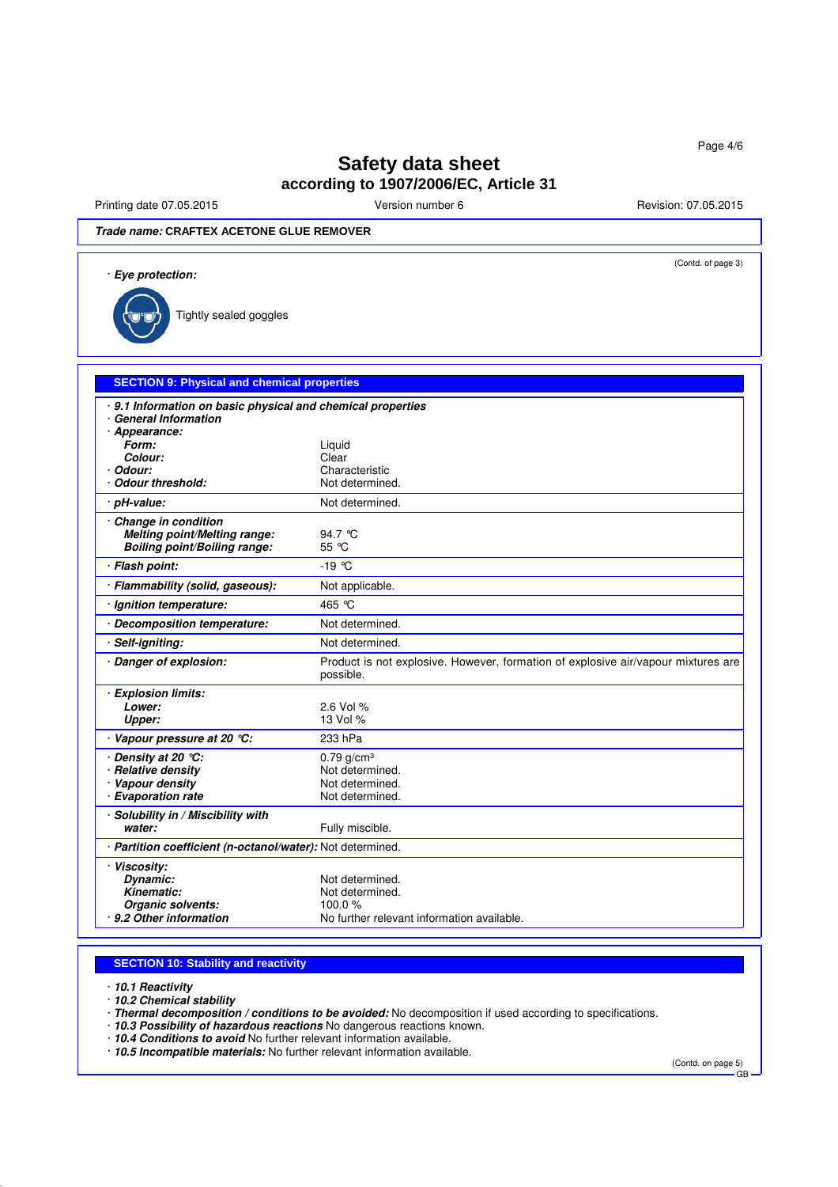# Safety data sheet
## according to 1907/2006/EC, Article 31

Printing date 07.05.2015 | Version number 6 | Revision: 07.05.2015

***Trade name:*** **CRAFTEX ACETONE GLUE REMOVER**

(Contd. of page 3)

· ***Eye protection:***

Tightly sealed goggles

## SECTION 9: Physical and chemical properties

| | |
|---|---|
| · ***9.1 Information on basic physical and chemical properties*** | |
| · ***General Information*** | |
| · ***Appearance:*** | |
| ***Form:*** | Liquid |
| ***Colour:*** | Clear |
| · ***Odour:*** | Characteristic |
| · ***Odour threshold:*** | Not determined. |
| · ***pH-value:*** | Not determined. |
| · ***Change in condition*** | |
| ***Melting point/Melting range:*** | 94.7 °C |
| ***Boiling point/Boiling range:*** | 55 °C |
| · ***Flash point:*** | -19 °C |
| · ***Flammability (solid, gaseous):*** | Not applicable. |
| · ***Ignition temperature:*** | 465 °C |
| · ***Decomposition temperature:*** | Not determined. |
| · ***Self-igniting:*** | Not determined. |
| · ***Danger of explosion:*** | Product is not explosive. However, formation of explosive air/vapour mixtures are possible. |
| · ***Explosion limits:*** | |
| ***Lower:*** | 2.6 Vol % |
| ***Upper:*** | 13 Vol % |
| · ***Vapour pressure at 20 °C:*** | 233 hPa |
| · ***Density at 20 °C:*** | 0.79 g/cm³ |
| · ***Relative density*** | Not determined. |
| · ***Vapour density*** | Not determined. |
| · ***Evaporation rate*** | Not determined. |
| · ***Solubility in / Miscibility with water:*** | Fully miscible. |
| · ***Partition coefficient (n-octanol/water):*** | Not determined. |
| · ***Viscosity:*** | |
| ***Dynamic:*** | Not determined. |
| ***Kinematic:*** | Not determined. |
| ***Organic solvents:*** | 100.0 % |
| · ***9.2 Other information*** | No further relevant information available. |

## SECTION 10: Stability and reactivity

· ***10.1 Reactivity***
· ***10.2 Chemical stability***
· ***Thermal decomposition / conditions to be avoided:*** No decomposition if used according to specifications.
· ***10.3 Possibility of hazardous reactions*** No dangerous reactions known.
· ***10.4 Conditions to avoid*** No further relevant information available.
· ***10.5 Incompatible materials:*** No further relevant information available.

(Contd. on page 5)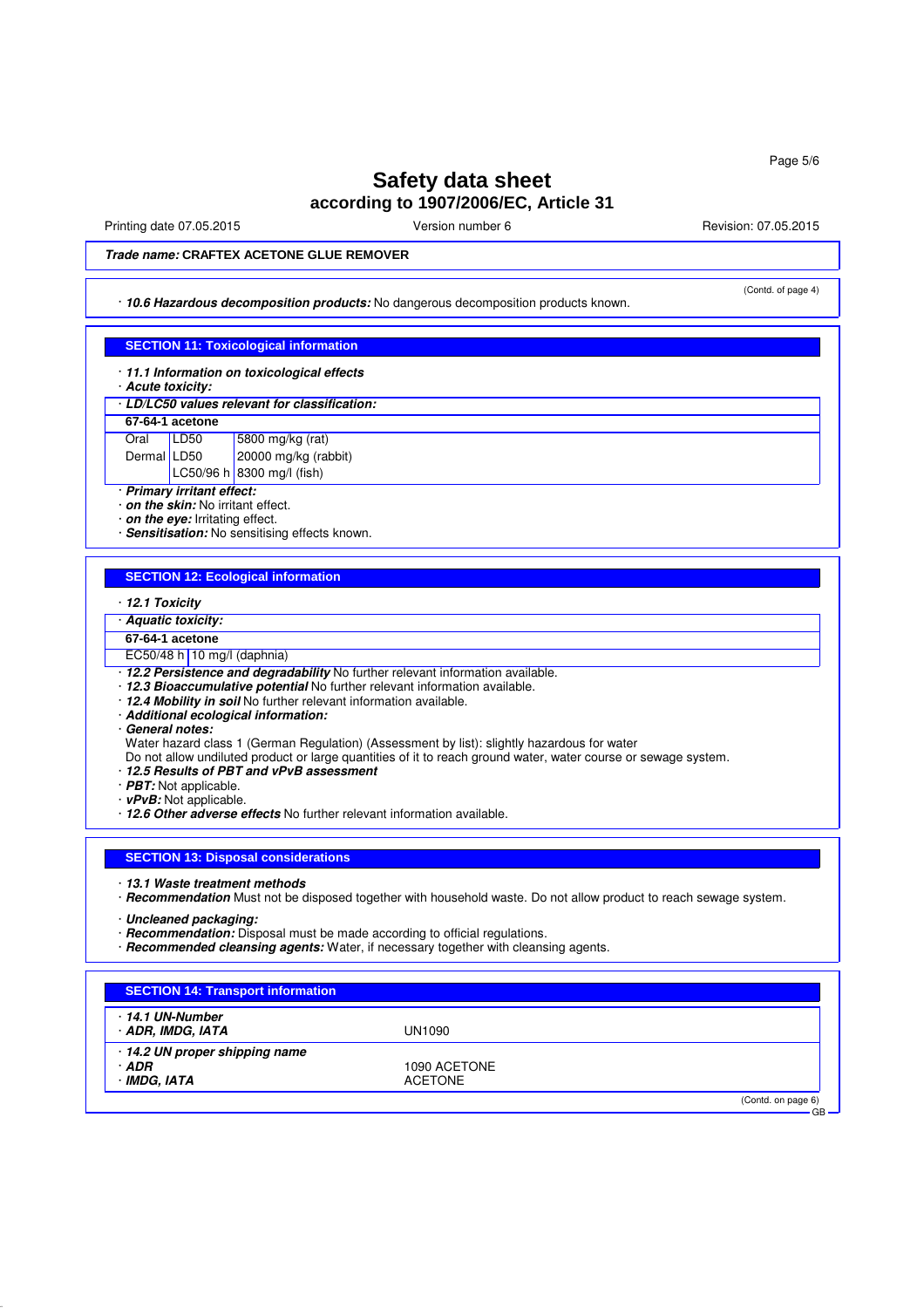**Trade name: CRAFTEX ACETONE GLUE REMOVER**

(Contd. of page 4)

· ***10.6 Hazardous decomposition products:*** No dangerous decomposition products known.

## SECTION 11: Toxicological information

· ***11.1 Information on toxicological effects***
· ***Acute toxicity:***

· ***LD/LC50 values relevant for classification:***

| **67-64-1 acetone** | | |
|---|---|---|
| Oral | LD50 | 5800 mg/kg (rat) |
| Dermal | LD50 | 20000 mg/kg (rabbit) |
| | LC50/96 h | 8300 mg/l (fish) |

· ***Primary irritant effect:***
· ***on the skin:*** No irritant effect.
· ***on the eye:*** Irritating effect.
· ***Sensitisation:*** No sensitising effects known.

## SECTION 12: Ecological information

· ***12.1 Toxicity***

· ***Aquatic toxicity:***

| **67-64-1 acetone** | |
|---|---|
| EC50/48 h | 10 mg/l (daphnia) |

· ***12.2 Persistence and degradability*** No further relevant information available.
· ***12.3 Bioaccumulative potential*** No further relevant information available.
· ***12.4 Mobility in soil*** No further relevant information available.
· ***Additional ecological information:***
· ***General notes:***
Water hazard class 1 (German Regulation) (Assessment by list): slightly hazardous for water
Do not allow undiluted product or large quantities of it to reach ground water, water course or sewage system.
· ***12.5 Results of PBT and vPvB assessment***
· ***PBT:*** Not applicable.
· ***vPvB:*** Not applicable.
· ***12.6 Other adverse effects*** No further relevant information available.

## SECTION 13: Disposal considerations

· ***13.1 Waste treatment methods***
· ***Recommendation*** Must not be disposed together with household waste. Do not allow product to reach sewage system.

· ***Uncleaned packaging:***
· ***Recommendation:*** Disposal must be made according to official regulations.
· ***Recommended cleansing agents:*** Water, if necessary together with cleansing agents.

## SECTION 14: Transport information

| | |
|---|---|
| · ***14.1 UN-Number*** | |
| · ***ADR, IMDG, IATA*** | UN1090 |
| · ***14.2 UN proper shipping name*** | |
| · ***ADR*** | 1090 ACETONE |
| · ***IMDG, IATA*** | ACETONE |

(Contd. on page 6)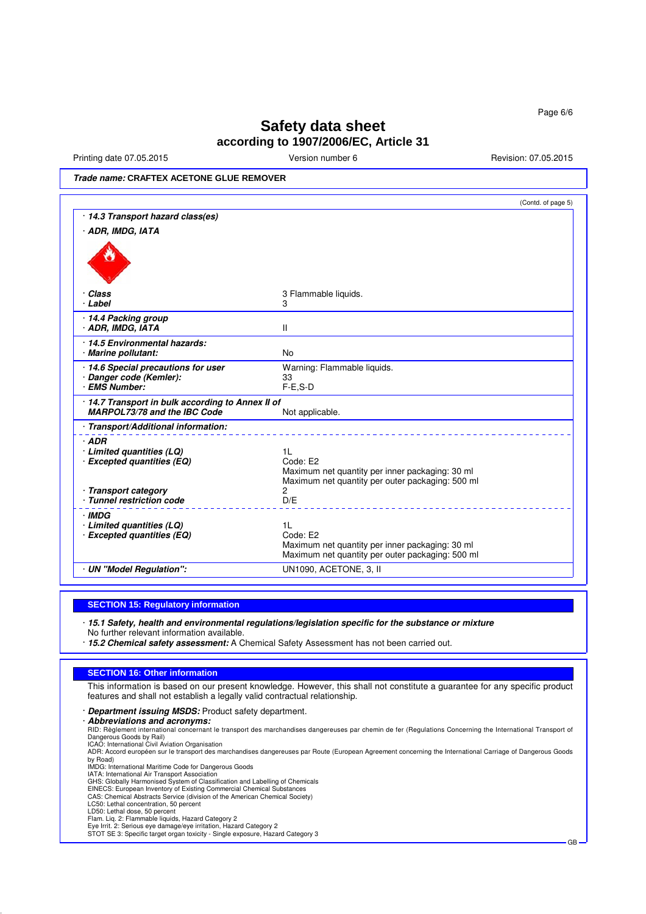# Safety data sheet

## according to 1907/2006/EC, Article 31

Printing date 07.05.2015 Version number 6 Revision: 07.05.2015

***Trade name:*** **CRAFTEX ACETONE GLUE REMOVER**

(Contd. of page 5)

· ***14.3 Transport hazard class(es)***

· ***ADR, IMDG, IATA***

| | |
|---|---|
| · ***Class*** | 3 Flammable liquids. |
| · ***Label*** | 3 |
| · ***14.4 Packing group*** | |
| · ***ADR, IMDG, IATA*** | II |
| · ***14.5 Environmental hazards:*** | |
| · ***Marine pollutant:*** | No |
| · ***14.6 Special precautions for user*** | Warning: Flammable liquids. |
| · ***Danger code (Kemler):*** | 33 |
| · ***EMS Number:*** | F-E,S-D |
| · ***14.7 Transport in bulk according to Annex II of MARPOL73/78 and the IBC Code*** | Not applicable. |
| · ***Transport/Additional information:*** | |
| · ***ADR*** | |
| · ***Limited quantities (LQ)*** | 1L |
| · ***Excepted quantities (EQ)*** | Code: E2<br>Maximum net quantity per inner packaging: 30 ml<br>Maximum net quantity per outer packaging: 500 ml |
| · ***Transport category*** | 2 |
| · ***Tunnel restriction code*** | D/E |
| · ***IMDG*** | |
| · ***Limited quantities (LQ)*** | 1L |
| · ***Excepted quantities (EQ)*** | Code: E2<br>Maximum net quantity per inner packaging: 30 ml<br>Maximum net quantity per outer packaging: 500 ml |
| · ***UN "Model Regulation":*** | UN1090, ACETONE, 3, II |

## SECTION 15: Regulatory information

· ***15.1 Safety, health and environmental regulations/legislation specific for the substance or mixture***
No further relevant information available.

· ***15.2 Chemical safety assessment:*** A Chemical Safety Assessment has not been carried out.

## SECTION 16: Other information

This information is based on our present knowledge. However, this shall not constitute a guarantee for any specific product features and shall not establish a legally valid contractual relationship.

· ***Department issuing MSDS:*** Product safety department.

· ***Abbreviations and acronyms:***

RID: Règlement international concernant le transport des marchandises dangereuses par chemin de fer (Regulations Concerning the International Transport of Dangerous Goods by Rail)
ICAO: International Civil Aviation Organisation
ADR: Accord européen sur le transport des marchandises dangereuses par Route (European Agreement concerning the International Carriage of Dangerous Goods by Road)
IMDG: International Maritime Code for Dangerous Goods
IATA: International Air Transport Association
GHS: Globally Harmonised System of Classification and Labelling of Chemicals
EINECS: European Inventory of Existing Commercial Chemical Substances
CAS: Chemical Abstracts Service (division of the American Chemical Society)
LC50: Lethal concentration, 50 percent
LD50: Lethal dose, 50 percent
Flam. Liq. 2: Flammable liquids, Hazard Category 2
Eye Irrit. 2: Serious eye damage/eye irritation, Hazard Category 2
STOT SE 3: Specific target organ toxicity - Single exposure, Hazard Category 3